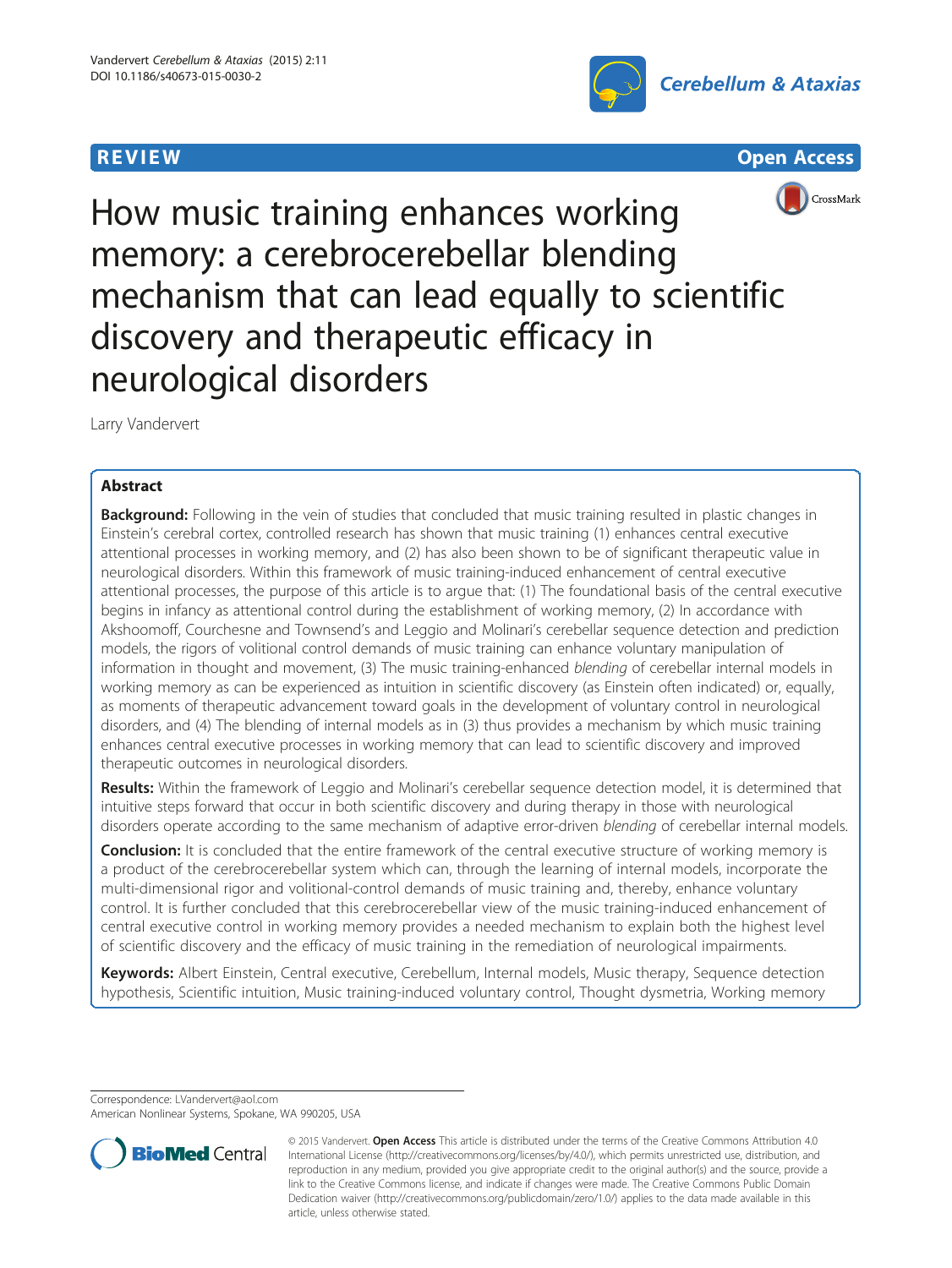REVIEW

Open Access

# How music training enhances working memory: a cerebrocerebellar blending mechanism that can lead equally to scientific discovery and therapeutic efficacy in neurological disorders

Larry Vandervert

## Abstract

**Background:** Following in the vein of studies that concluded that music training resulted in plastic changes in Einstein's cerebral cortex, controlled research has shown that music training (1) enhances central executive attentional processes in working memory, and (2) has also been shown to be of significant therapeutic value in neurological disorders. Within this framework of music training-induced enhancement of central executive attentional processes, the purpose of this article is to argue that: (1) The foundational basis of the central executive begins in infancy as attentional control during the establishment of working memory, (2) In accordance with Akshoomoff, Courchesne and Townsend's and Leggio and Molinari's cerebellar sequence detection and prediction models, the rigors of volitional control demands of music training can enhance voluntary manipulation of information in thought and movement, (3) The music training-enhanced *blending* of cerebellar internal models in working memory as can be experienced as intuition in scientific discovery (as Einstein often indicated) or, equally, as moments of therapeutic advancement toward goals in the development of voluntary control in neurological disorders, and (4) The blending of internal models as in (3) thus provides a mechanism by which music training enhances central executive processes in working memory that can lead to scientific discovery and improved therapeutic outcomes in neurological disorders.

**Results:** Within the framework of Leggio and Molinari's cerebellar sequence detection model, it is determined that intuitive steps forward that occur in both scientific discovery and during therapy in those with neurological disorders operate according to the same mechanism of adaptive error-driven *blending* of cerebellar internal models.

**Conclusion:** It is concluded that the entire framework of the central executive structure of working memory is a product of the cerebrocerebellar system which can, through the learning of internal models, incorporate the multi-dimensional rigor and volitional-control demands of music training and, thereby, enhance voluntary control. It is further concluded that this cerebrocerebellar view of the music training-induced enhancement of central executive control in working memory provides a needed mechanism to explain both the highest level of scientific discovery and the efficacy of music training in the remediation of neurological impairments.

**Keywords:** Albert Einstein, Central executive, Cerebellum, Internal models, Music therapy, Sequence detection hypothesis, Scientific intuition, Music training-induced voluntary control, Thought dysmetria, Working memory

Correspondence: LVandervert@aol.com
American Nonlinear Systems, Spokane, WA 990205, USA

© 2015 Vandervert. **Open Access** This article is distributed under the terms of the Creative Commons Attribution 4.0 International License (http://creativecommons.org/licenses/by/4.0/), which permits unrestricted use, distribution, and reproduction in any medium, provided you give appropriate credit to the original author(s) and the source, provide a link to the Creative Commons license, and indicate if changes were made. The Creative Commons Public Domain Dedication waiver (http://creativecommons.org/publicdomain/zero/1.0/) applies to the data made available in this article, unless otherwise stated.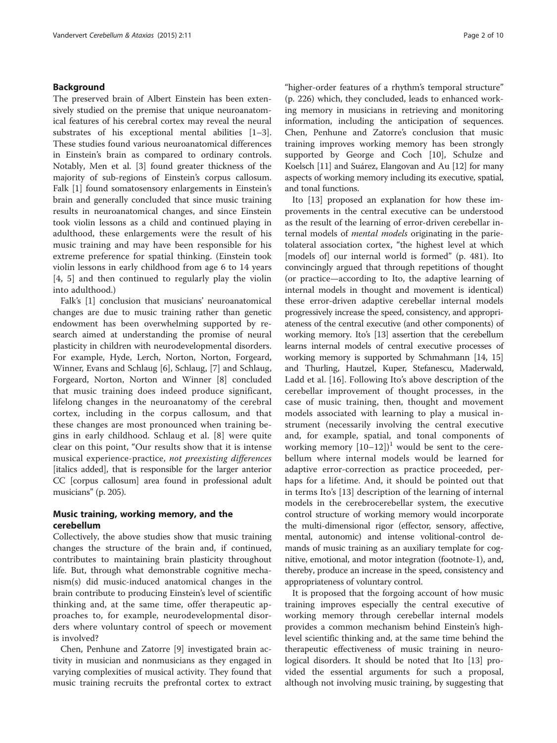## Background

The preserved brain of Albert Einstein has been extensively studied on the premise that unique neuroanatomical features of his cerebral cortex may reveal the neural substrates of his exceptional mental abilities [1–3]. These studies found various neuroanatomical differences in Einstein's brain as compared to ordinary controls. Notably, Men et al. [3] found greater thickness of the majority of sub-regions of Einstein's corpus callosum. Falk [1] found somatosensory enlargements in Einstein's brain and generally concluded that since music training results in neuroanatomical changes, and since Einstein took violin lessons as a child and continued playing in adulthood, these enlargements were the result of his music training and may have been responsible for his extreme preference for spatial thinking. (Einstein took violin lessons in early childhood from age 6 to 14 years [4, 5] and then continued to regularly play the violin into adulthood.)

Falk's [1] conclusion that musicians' neuroanatomical changes are due to music training rather than genetic endowment has been overwhelming supported by research aimed at understanding the promise of neural plasticity in children with neurodevelopmental disorders. For example, Hyde, Lerch, Norton, Norton, Forgeard, Winner, Evans and Schlaug [6], Schlaug, [7] and Schlaug, Forgeard, Norton, Norton and Winner [8] concluded that music training does indeed produce significant, lifelong changes in the neuroanatomy of the cerebral cortex, including in the corpus callosum, and that these changes are most pronounced when training begins in early childhood. Schlaug et al. [8] were quite clear on this point, "Our results show that it is intense musical experience-practice, *not preexisting differences* [italics added], that is responsible for the larger anterior CC [corpus callosum] area found in professional adult musicians" (p. 205).

## Music training, working memory, and the cerebellum

Collectively, the above studies show that music training changes the structure of the brain and, if continued, contributes to maintaining brain plasticity throughout life. But, through what demonstrable cognitive mechanism(s) did music-induced anatomical changes in the brain contribute to producing Einstein's level of scientific thinking and, at the same time, offer therapeutic approaches to, for example, neurodevelopmental disorders where voluntary control of speech or movement is involved?

Chen, Penhune and Zatorre [9] investigated brain activity in musician and nonmusicians as they engaged in varying complexities of musical activity. They found that music training recruits the prefrontal cortex to extract "higher-order features of a rhythm's temporal structure" (p. 226) which, they concluded, leads to enhanced working memory in musicians in retrieving and monitoring information, including the anticipation of sequences. Chen, Penhune and Zatorre's conclusion that music training improves working memory has been strongly supported by George and Coch [10], Schulze and Koelsch [11] and Suárez, Elangovan and Au [12] for many aspects of working memory including its executive, spatial, and tonal functions.

Ito [13] proposed an explanation for how these improvements in the central executive can be understood as the result of the learning of error-driven cerebellar internal models of *mental models* originating in the parietolateral association cortex, "the highest level at which [models of] our internal world is formed" (p. 481). Ito convincingly argued that through repetitions of thought (or practice—according to Ito, the adaptive learning of internal models in thought and movement is identical) these error-driven adaptive cerebellar internal models progressively increase the speed, consistency, and appropriateness of the central executive (and other components) of working memory. Ito's [13] assertion that the cerebellum learns internal models of central executive processes of working memory is supported by Schmahmann [14, 15] and Thurling, Hautzel, Kuper, Stefanescu, Maderwald, Ladd et al. [16]. Following Ito's above description of the cerebellar improvement of thought processes, in the case of music training, then, thought and movement models associated with learning to play a musical instrument (necessarily involving the central executive and, for example, spatial, and tonal components of working memory [10–12])[1] would be sent to the cerebellum where internal models would be learned for adaptive error-correction as practice proceeded, perhaps for a lifetime. And, it should be pointed out that in terms Ito's [13] description of the learning of internal models in the cerebrocerebellar system, the executive control structure of working memory would incorporate the multi-dimensional rigor (effector, sensory, affective, mental, autonomic) and intense volitional-control demands of music training as an auxiliary template for cognitive, emotional, and motor integration (footnote-1), and, thereby, produce an increase in the speed, consistency and appropriateness of voluntary control.

It is proposed that the forgoing account of how music training improves especially the central executive of working memory through cerebellar internal models provides a common mechanism behind Einstein's high-level scientific thinking and, at the same time behind the therapeutic effectiveness of music training in neurological disorders. It should be noted that Ito [13] provided the essential arguments for such a proposal, although not involving music training, by suggesting that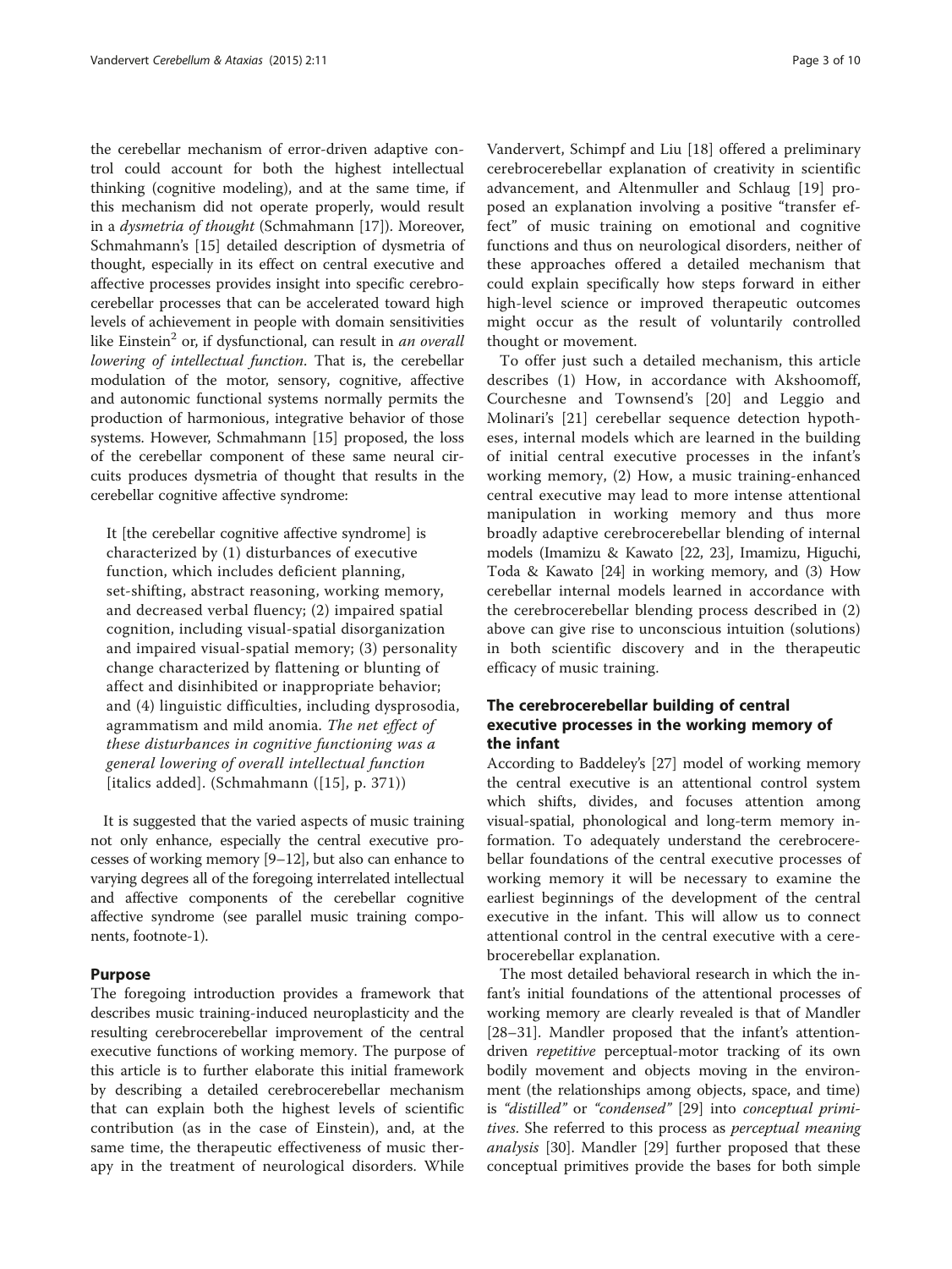the cerebellar mechanism of error-driven adaptive control could account for both the highest intellectual thinking (cognitive modeling), and at the same time, if this mechanism did not operate properly, would result in a *dysmetria of thought* (Schmahmann [17]). Moreover, Schmahmann's [15] detailed description of dysmetria of thought, especially in its effect on central executive and affective processes provides insight into specific cerebrocerebellar processes that can be accelerated toward high levels of achievement in people with domain sensitivities like Einstein[2] or, if dysfunctional, can result in *an overall lowering of intellectual function*. That is, the cerebellar modulation of the motor, sensory, cognitive, affective and autonomic functional systems normally permits the production of harmonious, integrative behavior of those systems. However, Schmahmann [15] proposed, the loss of the cerebellar component of these same neural circuits produces dysmetria of thought that results in the cerebellar cognitive affective syndrome:

> It [the cerebellar cognitive affective syndrome] is characterized by (1) disturbances of executive function, which includes deficient planning, set-shifting, abstract reasoning, working memory, and decreased verbal fluency; (2) impaired spatial cognition, including visual-spatial disorganization and impaired visual-spatial memory; (3) personality change characterized by flattening or blunting of affect and disinhibited or inappropriate behavior; and (4) linguistic difficulties, including dysprosodia, agrammatism and mild anomia. *The net effect of these disturbances in cognitive functioning was a general lowering of overall intellectual function* [italics added]. (Schmahmann ([15], p. 371))

It is suggested that the varied aspects of music training not only enhance, especially the central executive processes of working memory [9–12], but also can enhance to varying degrees all of the foregoing interrelated intellectual and affective components of the cerebellar cognitive affective syndrome (see parallel music training components, footnote-1).

## Purpose

The foregoing introduction provides a framework that describes music training-induced neuroplasticity and the resulting cerebrocerebellar improvement of the central executive functions of working memory. The purpose of this article is to further elaborate this initial framework by describing a detailed cerebrocerebellar mechanism that can explain both the highest levels of scientific contribution (as in the case of Einstein), and, at the same time, the therapeutic effectiveness of music therapy in the treatment of neurological disorders. While Vandervert, Schimpf and Liu [18] offered a preliminary cerebrocerebellar explanation of creativity in scientific advancement, and Altenmuller and Schlaug [19] proposed an explanation involving a positive "transfer effect" of music training on emotional and cognitive functions and thus on neurological disorders, neither of these approaches offered a detailed mechanism that could explain specifically how steps forward in either high-level science or improved therapeutic outcomes might occur as the result of voluntarily controlled thought or movement.

To offer just such a detailed mechanism, this article describes (1) How, in accordance with Akshoomoff, Courchesne and Townsend's [20] and Leggio and Molinari's [21] cerebellar sequence detection hypotheses, internal models which are learned in the building of initial central executive processes in the infant's working memory, (2) How, a music training-enhanced central executive may lead to more intense attentional manipulation in working memory and thus more broadly adaptive cerebrocerebellar blending of internal models (Imamizu & Kawato [22, 23], Imamizu, Higuchi, Toda & Kawato [24] in working memory, and (3) How cerebellar internal models learned in accordance with the cerebrocerebellar blending process described in (2) above can give rise to unconscious intuition (solutions) in both scientific discovery and in the therapeutic efficacy of music training.

## The cerebrocerebellar building of central executive processes in the working memory of the infant

According to Baddeley's [27] model of working memory the central executive is an attentional control system which shifts, divides, and focuses attention among visual-spatial, phonological and long-term memory information. To adequately understand the cerebrocerebellar foundations of the central executive processes of working memory it will be necessary to examine the earliest beginnings of the development of the central executive in the infant. This will allow us to connect attentional control in the central executive with a cerebrocerebellar explanation.

The most detailed behavioral research in which the infant's initial foundations of the attentional processes of working memory are clearly revealed is that of Mandler [28–31]. Mandler proposed that the infant's attention-driven *repetitive* perceptual-motor tracking of its own bodily movement and objects moving in the environment (the relationships among objects, space, and time) is *"distilled"* or *"condensed"* [29] into *conceptual primitives*. She referred to this process as *perceptual meaning analysis* [30]. Mandler [29] further proposed that these conceptual primitives provide the bases for both simple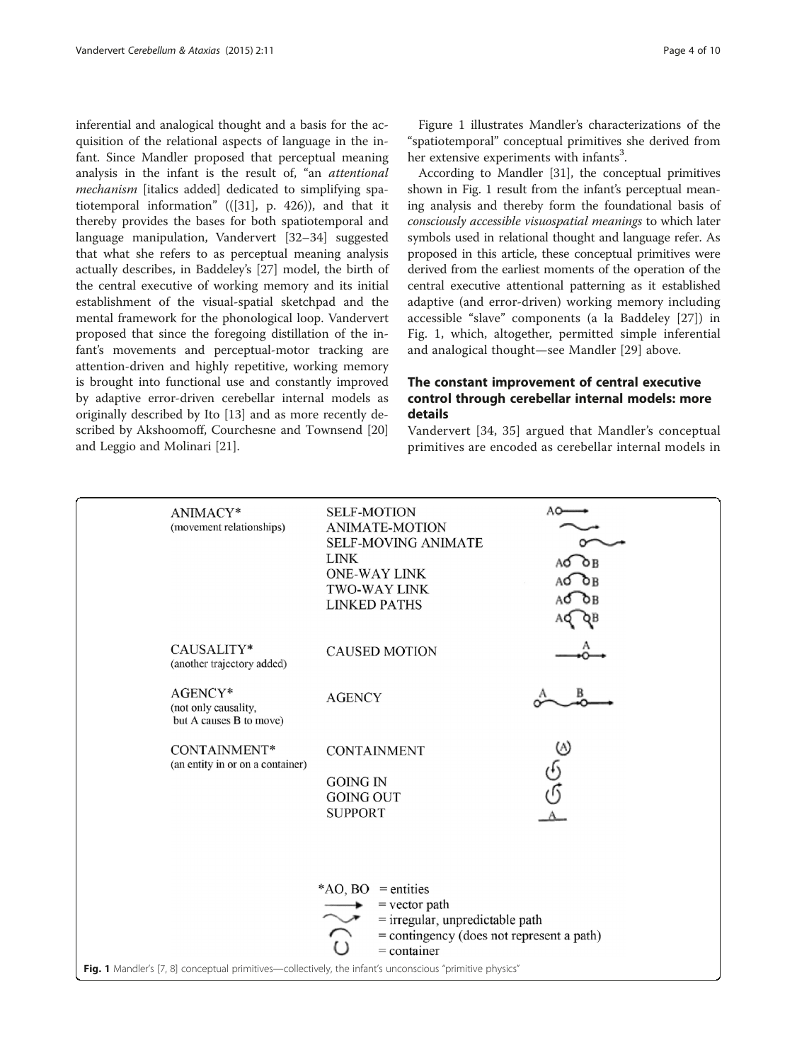inferential and analogical thought and a basis for the acquisition of the relational aspects of language in the infant. Since Mandler proposed that perceptual meaning analysis in the infant is the result of, "an *attentional mechanism* [italics added] dedicated to simplifying spatiotemporal information" (([31], p. 426)), and that it thereby provides the bases for both spatiotemporal and language manipulation, Vandervert [32–34] suggested that what she refers to as perceptual meaning analysis actually describes, in Baddeley's [27] model, the birth of the central executive of working memory and its initial establishment of the visual-spatial sketchpad and the mental framework for the phonological loop. Vandervert proposed that since the foregoing distillation of the infant's movements and perceptual-motor tracking are attention-driven and highly repetitive, working memory is brought into functional use and constantly improved by adaptive error-driven cerebellar internal models as originally described by Ito [13] and as more recently described by Akshoomoff, Courchesne and Townsend [20] and Leggio and Molinari [21].

Figure 1 illustrates Mandler's characterizations of the "spatiotemporal" conceptual primitives she derived from her extensive experiments with infants[3].

According to Mandler [31], the conceptual primitives shown in Fig. 1 result from the infant's perceptual meaning analysis and thereby form the foundational basis of *consciously accessible visuospatial meanings* to which later symbols used in relational thought and language refer. As proposed in this article, these conceptual primitives were derived from the earliest moments of the operation of the central executive attentional patterning as it established adaptive (and error-driven) working memory including accessible "slave" components (a la Baddeley [27]) in Fig. 1, which, altogether, permitted simple inferential and analogical thought—see Mandler [29] above.

## The constant improvement of central executive control through cerebellar internal models: more details

Vandervert [34, 35] argued that Mandler's conceptual primitives are encoded as cerebellar internal models in

ANIMACY*
(movement relationships)
SELF-MOTION
ANIMATE-MOTION
SELF-MOVING ANIMATE
LINK
ONE-WAY LINK
TWO-WAY LINK
LINKED PATHS

CAUSALITY*
(another trajectory added)
CAUSED MOTION

AGENCY*
(not only causality, but A causes B to move)
AGENCY

CONTAINMENT*
(an entity in or on a container)
CONTAINMENT
GOING IN
GOING OUT
SUPPORT

*AO, BO = entities
= vector path
= irregular, unpredictable path
= contingency (does not represent a path)
= container

Fig. 1 Mandler's [7, 8] conceptual primitives—collectively, the infant's unconscious "primitive physics"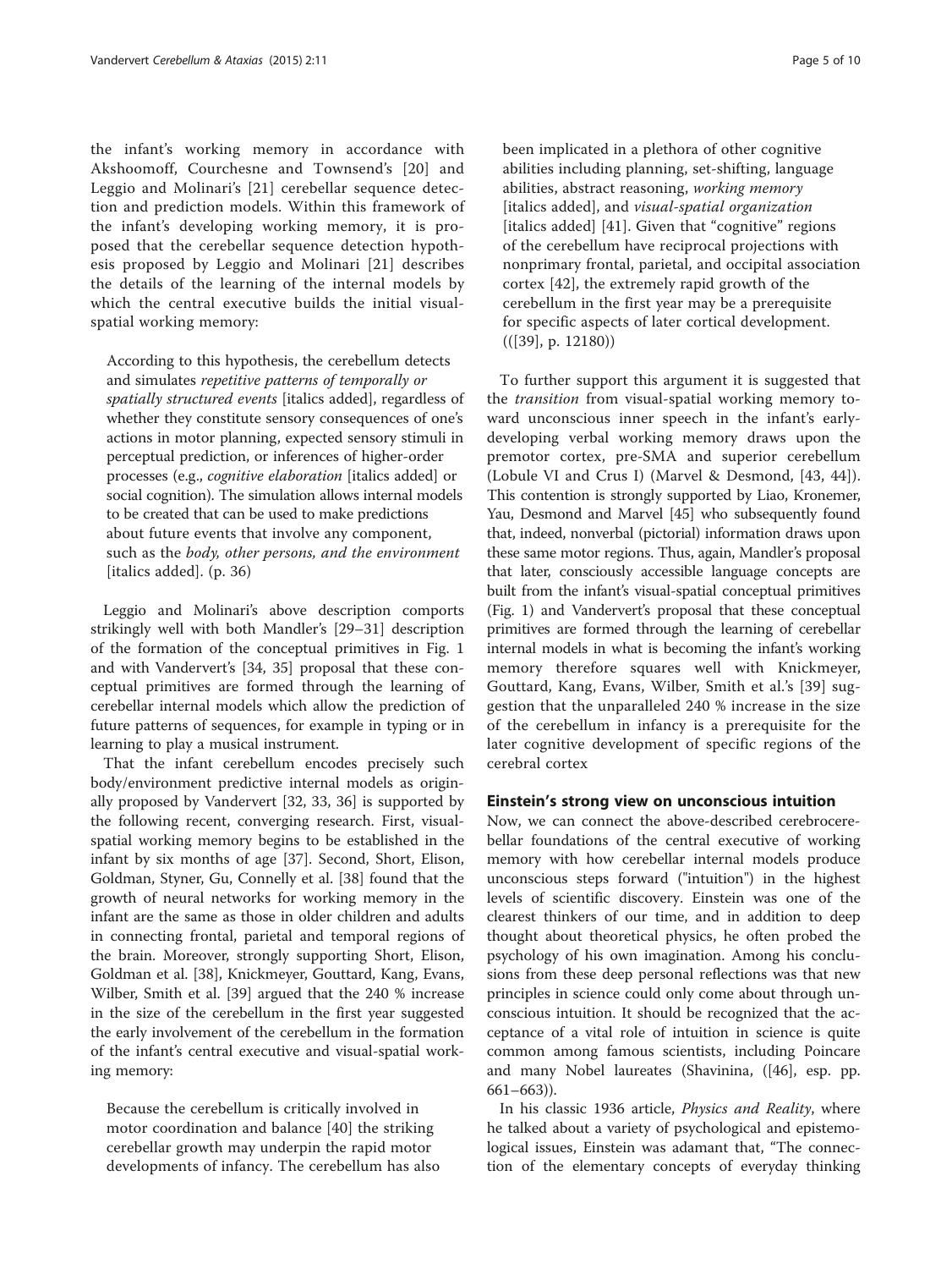the infant's working memory in accordance with Akshoomoff, Courchesne and Townsend's [20] and Leggio and Molinari's [21] cerebellar sequence detection and prediction models. Within this framework of the infant's developing working memory, it is proposed that the cerebellar sequence detection hypothesis proposed by Leggio and Molinari [21] describes the details of the learning of the internal models by which the central executive builds the initial visual-spatial working memory:

> According to this hypothesis, the cerebellum detects and simulates *repetitive patterns of temporally or spatially structured events* [italics added], regardless of whether they constitute sensory consequences of one's actions in motor planning, expected sensory stimuli in perceptual prediction, or inferences of higher-order processes (e.g., *cognitive elaboration* [italics added] or social cognition). The simulation allows internal models to be created that can be used to make predictions about future events that involve any component, such as the *body, other persons, and the environment* [italics added]. (p. 36)

Leggio and Molinari's above description comports strikingly well with both Mandler's [29–31] description of the formation of the conceptual primitives in Fig. 1 and with Vandervert's [34, 35] proposal that these conceptual primitives are formed through the learning of cerebellar internal models which allow the prediction of future patterns of sequences, for example in typing or in learning to play a musical instrument.

That the infant cerebellum encodes precisely such body/environment predictive internal models as originally proposed by Vandervert [32, 33, 36] is supported by the following recent, converging research. First, visual-spatial working memory begins to be established in the infant by six months of age [37]. Second, Short, Elison, Goldman, Styner, Gu, Connelly et al. [38] found that the growth of neural networks for working memory in the infant are the same as those in older children and adults in connecting frontal, parietal and temporal regions of the brain. Moreover, strongly supporting Short, Elison, Goldman et al. [38], Knickmeyer, Gouttard, Kang, Evans, Wilber, Smith et al. [39] argued that the 240 % increase in the size of the cerebellum in the first year suggested the early involvement of the cerebellum in the formation of the infant's central executive and visual-spatial working memory:

> Because the cerebellum is critically involved in motor coordination and balance [40] the striking cerebellar growth may underpin the rapid motor developments of infancy. The cerebellum has also been implicated in a plethora of other cognitive abilities including planning, set-shifting, language abilities, abstract reasoning, *working memory* [italics added], and *visual-spatial organization* [italics added] [41]. Given that "cognitive" regions of the cerebellum have reciprocal projections with nonprimary frontal, parietal, and occipital association cortex [42], the extremely rapid growth of the cerebellum in the first year may be a prerequisite for specific aspects of later cortical development. (([39], p. 12180))

To further support this argument it is suggested that the *transition* from visual-spatial working memory toward unconscious inner speech in the infant's early-developing verbal working memory draws upon the premotor cortex, pre-SMA and superior cerebellum (Lobule VI and Crus I) (Marvel & Desmond, [43, 44]). This contention is strongly supported by Liao, Kronemer, Yau, Desmond and Marvel [45] who subsequently found that, indeed, nonverbal (pictorial) information draws upon these same motor regions. Thus, again, Mandler's proposal that later, consciously accessible language concepts are built from the infant's visual-spatial conceptual primitives (Fig. 1) and Vandervert's proposal that these conceptual primitives are formed through the learning of cerebellar internal models in what is becoming the infant's working memory therefore squares well with Knickmeyer, Gouttard, Kang, Evans, Wilber, Smith et al.'s [39] suggestion that the unparalleled 240 % increase in the size of the cerebellum in infancy is a prerequisite for the later cognitive development of specific regions of the cerebral cortex

## Einstein's strong view on unconscious intuition

Now, we can connect the above-described cerebrocerebellar foundations of the central executive of working memory with how cerebellar internal models produce unconscious steps forward ("intuition") in the highest levels of scientific discovery. Einstein was one of the clearest thinkers of our time, and in addition to deep thought about theoretical physics, he often probed the psychology of his own imagination. Among his conclusions from these deep personal reflections was that new principles in science could only come about through unconscious intuition. It should be recognized that the acceptance of a vital role of intuition in science is quite common among famous scientists, including Poincare and many Nobel laureates (Shavinina, ([46], esp. pp. 661–663)).

In his classic 1936 article, *Physics and Reality*, where he talked about a variety of psychological and epistemological issues, Einstein was adamant that, "The connection of the elementary concepts of everyday thinking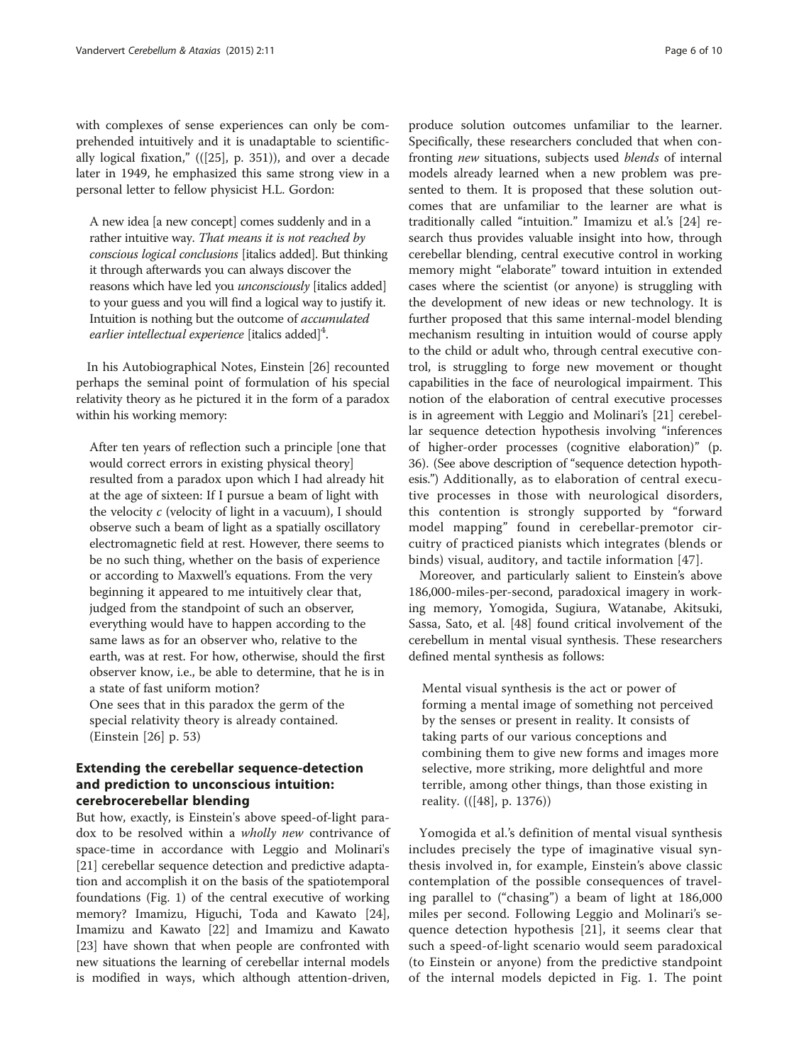with complexes of sense experiences can only be comprehended intuitively and it is unadaptable to scientifically logical fixation," (([25], p. 351)), and over a decade later in 1949, he emphasized this same strong view in a personal letter to fellow physicist H.L. Gordon:

> A new idea [a new concept] comes suddenly and in a rather intuitive way. *That means it is not reached by conscious logical conclusions* [italics added]. But thinking it through afterwards you can always discover the reasons which have led you *unconsciously* [italics added] to your guess and you will find a logical way to justify it. Intuition is nothing but the outcome of *accumulated earlier intellectual experience* [italics added][4].

In his Autobiographical Notes, Einstein [26] recounted perhaps the seminal point of formulation of his special relativity theory as he pictured it in the form of a paradox within his working memory:

> After ten years of reflection such a principle [one that would correct errors in existing physical theory] resulted from a paradox upon which I had already hit at the age of sixteen: If I pursue a beam of light with the velocity $c$ (velocity of light in a vacuum), I should observe such a beam of light as a spatially oscillatory electromagnetic field at rest. However, there seems to be no such thing, whether on the basis of experience or according to Maxwell's equations. From the very beginning it appeared to me intuitively clear that, judged from the standpoint of such an observer, everything would have to happen according to the same laws as for an observer who, relative to the earth, was at rest. For how, otherwise, should the first observer know, i.e., be able to determine, that he is in a state of fast uniform motion?
> One sees that in this paradox the germ of the special relativity theory is already contained.
> (Einstein [26] p. 53)

## Extending the cerebellar sequence-detection and prediction to unconscious intuition: cerebrocerebellar blending

But how, exactly, is Einstein's above speed-of-light paradox to be resolved within a *wholly new* contrivance of space-time in accordance with Leggio and Molinari's [21] cerebellar sequence detection and predictive adaptation and accomplish it on the basis of the spatiotemporal foundations (Fig. 1) of the central executive of working memory? Imamizu, Higuchi, Toda and Kawato [24], Imamizu and Kawato [22] and Imamizu and Kawato [23] have shown that when people are confronted with new situations the learning of cerebellar internal models is modified in ways, which although attention-driven, produce solution outcomes unfamiliar to the learner. Specifically, these researchers concluded that when confronting *new* situations, subjects used *blends* of internal models already learned when a new problem was presented to them. It is proposed that these solution outcomes that are unfamiliar to the learner are what is traditionally called "intuition." Imamizu et al.'s [24] research thus provides valuable insight into how, through cerebellar blending, central executive control in working memory might "elaborate" toward intuition in extended cases where the scientist (or anyone) is struggling with the development of new ideas or new technology. It is further proposed that this same internal-model blending mechanism resulting in intuition would of course apply to the child or adult who, through central executive control, is struggling to forge new movement or thought capabilities in the face of neurological impairment. This notion of the elaboration of central executive processes is in agreement with Leggio and Molinari's [21] cerebellar sequence detection hypothesis involving "inferences of higher-order processes (cognitive elaboration)" (p. 36). (See above description of "sequence detection hypothesis.") Additionally, as to elaboration of central executive processes in those with neurological disorders, this contention is strongly supported by "forward model mapping" found in cerebellar-premotor circuitry of practiced pianists which integrates (blends or binds) visual, auditory, and tactile information [47].

Moreover, and particularly salient to Einstein's above 186,000-miles-per-second, paradoxical imagery in working memory, Yomogida, Sugiura, Watanabe, Akitsuki, Sassa, Sato, et al. [48] found critical involvement of the cerebellum in mental visual synthesis. These researchers defined mental synthesis as follows:

> Mental visual synthesis is the act or power of forming a mental image of something not perceived by the senses or present in reality. It consists of taking parts of our various conceptions and combining them to give new forms and images more selective, more striking, more delightful and more terrible, among other things, than those existing in reality. (([48], p. 1376))

Yomogida et al.'s definition of mental visual synthesis includes precisely the type of imaginative visual synthesis involved in, for example, Einstein's above classic contemplation of the possible consequences of traveling parallel to ("chasing") a beam of light at 186,000 miles per second. Following Leggio and Molinari's sequence detection hypothesis [21], it seems clear that such a speed-of-light scenario would seem paradoxical (to Einstein or anyone) from the predictive standpoint of the internal models depicted in Fig. 1. The point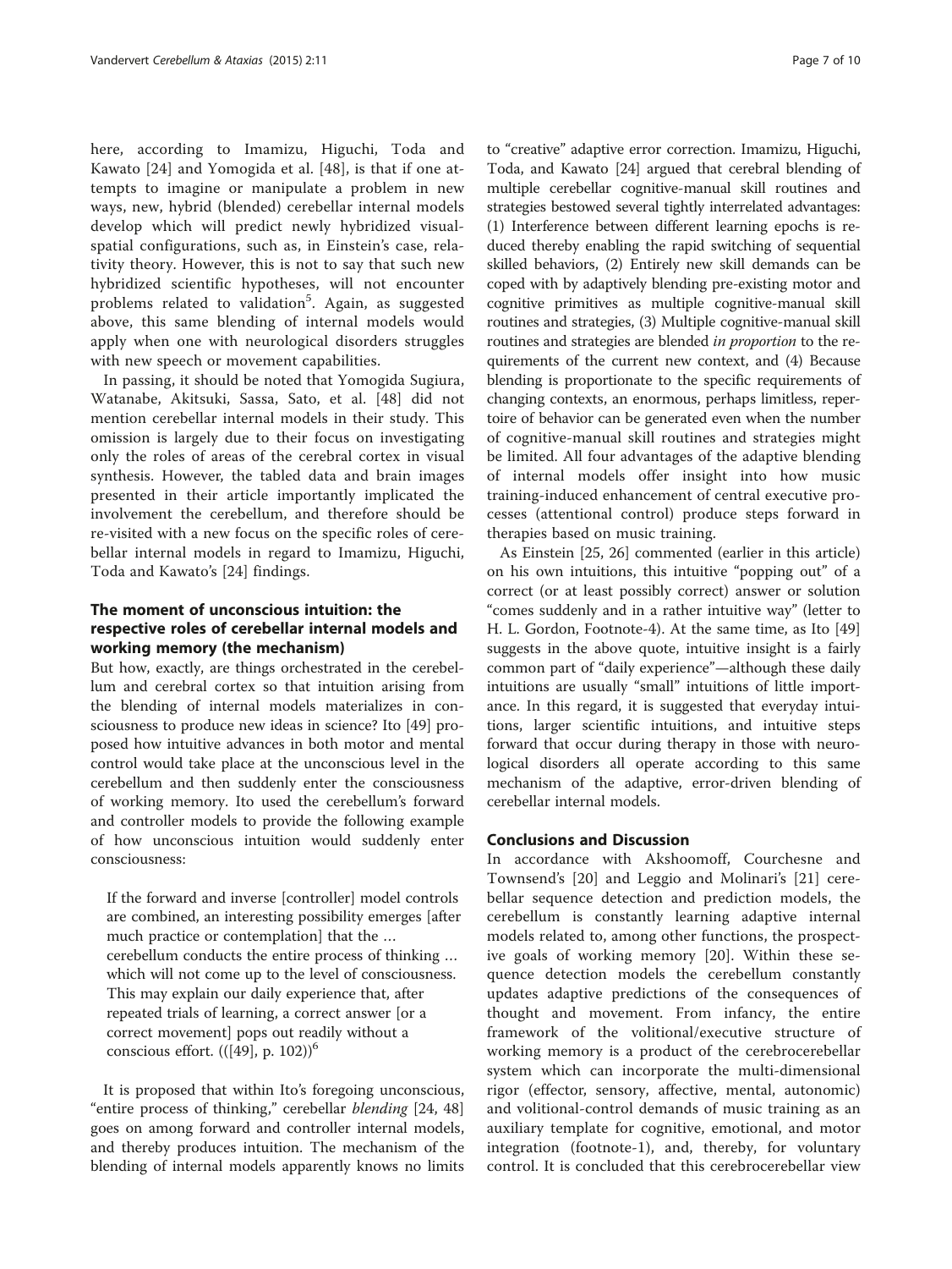here, according to Imamizu, Higuchi, Toda and Kawato [24] and Yomogida et al. [48], is that if one attempts to imagine or manipulate a problem in new ways, new, hybrid (blended) cerebellar internal models develop which will predict newly hybridized visual-spatial configurations, such as, in Einstein's case, relativity theory. However, this is not to say that such new hybridized scientific hypotheses, will not encounter problems related to validation[5]. Again, as suggested above, this same blending of internal models would apply when one with neurological disorders struggles with new speech or movement capabilities.

In passing, it should be noted that Yomogida Sugiura, Watanabe, Akitsuki, Sassa, Sato, et al. [48] did not mention cerebellar internal models in their study. This omission is largely due to their focus on investigating only the roles of areas of the cerebral cortex in visual synthesis. However, the tabled data and brain images presented in their article importantly implicated the involvement the cerebellum, and therefore should be re-visited with a new focus on the specific roles of cerebellar internal models in regard to Imamizu, Higuchi, Toda and Kawato's [24] findings.

## The moment of unconscious intuition: the respective roles of cerebellar internal models and working memory (the mechanism)

But how, exactly, are things orchestrated in the cerebellum and cerebral cortex so that intuition arising from the blending of internal models materializes in consciousness to produce new ideas in science? Ito [49] proposed how intuitive advances in both motor and mental control would take place at the unconscious level in the cerebellum and then suddenly enter the consciousness of working memory. Ito used the cerebellum's forward and controller models to provide the following example of how unconscious intuition would suddenly enter consciousness:

> If the forward and inverse [controller] model controls are combined, an interesting possibility emerges [after much practice or contemplation] that the … cerebellum conducts the entire process of thinking … which will not come up to the level of consciousness. This may explain our daily experience that, after repeated trials of learning, a correct answer [or a correct movement] pops out readily without a conscious effort. (([49], p. 102))[6]

It is proposed that within Ito's foregoing unconscious, "entire process of thinking," cerebellar *blending* [24, 48] goes on among forward and controller internal models, and thereby produces intuition. The mechanism of the blending of internal models apparently knows no limits to "creative" adaptive error correction. Imamizu, Higuchi, Toda, and Kawato [24] argued that cerebral blending of multiple cerebellar cognitive-manual skill routines and strategies bestowed several tightly interrelated advantages: (1) Interference between different learning epochs is reduced thereby enabling the rapid switching of sequential skilled behaviors, (2) Entirely new skill demands can be coped with by adaptively blending pre-existing motor and cognitive primitives as multiple cognitive-manual skill routines and strategies, (3) Multiple cognitive-manual skill routines and strategies are blended *in proportion* to the requirements of the current new context, and (4) Because blending is proportionate to the specific requirements of changing contexts, an enormous, perhaps limitless, repertoire of behavior can be generated even when the number of cognitive-manual skill routines and strategies might be limited. All four advantages of the adaptive blending of internal models offer insight into how music training-induced enhancement of central executive processes (attentional control) produce steps forward in therapies based on music training.

As Einstein [25, 26] commented (earlier in this article) on his own intuitions, this intuitive "popping out" of a correct (or at least possibly correct) answer or solution "comes suddenly and in a rather intuitive way" (letter to H. L. Gordon, Footnote-4). At the same time, as Ito [49] suggests in the above quote, intuitive insight is a fairly common part of "daily experience"—although these daily intuitions are usually "small" intuitions of little importance. In this regard, it is suggested that everyday intuitions, larger scientific intuitions, and intuitive steps forward that occur during therapy in those with neurological disorders all operate according to this same mechanism of the adaptive, error-driven blending of cerebellar internal models.

## Conclusions and Discussion

In accordance with Akshoomoff, Courchesne and Townsend's [20] and Leggio and Molinari's [21] cerebellar sequence detection and prediction models, the cerebellum is constantly learning adaptive internal models related to, among other functions, the prospective goals of working memory [20]. Within these sequence detection models the cerebellum constantly updates adaptive predictions of the consequences of thought and movement. From infancy, the entire framework of the volitional/executive structure of working memory is a product of the cerebrocerebellar system which can incorporate the multi-dimensional rigor (effector, sensory, affective, mental, autonomic) and volitional-control demands of music training as an auxiliary template for cognitive, emotional, and motor integration (footnote-1), and, thereby, for voluntary control. It is concluded that this cerebrocerebellar view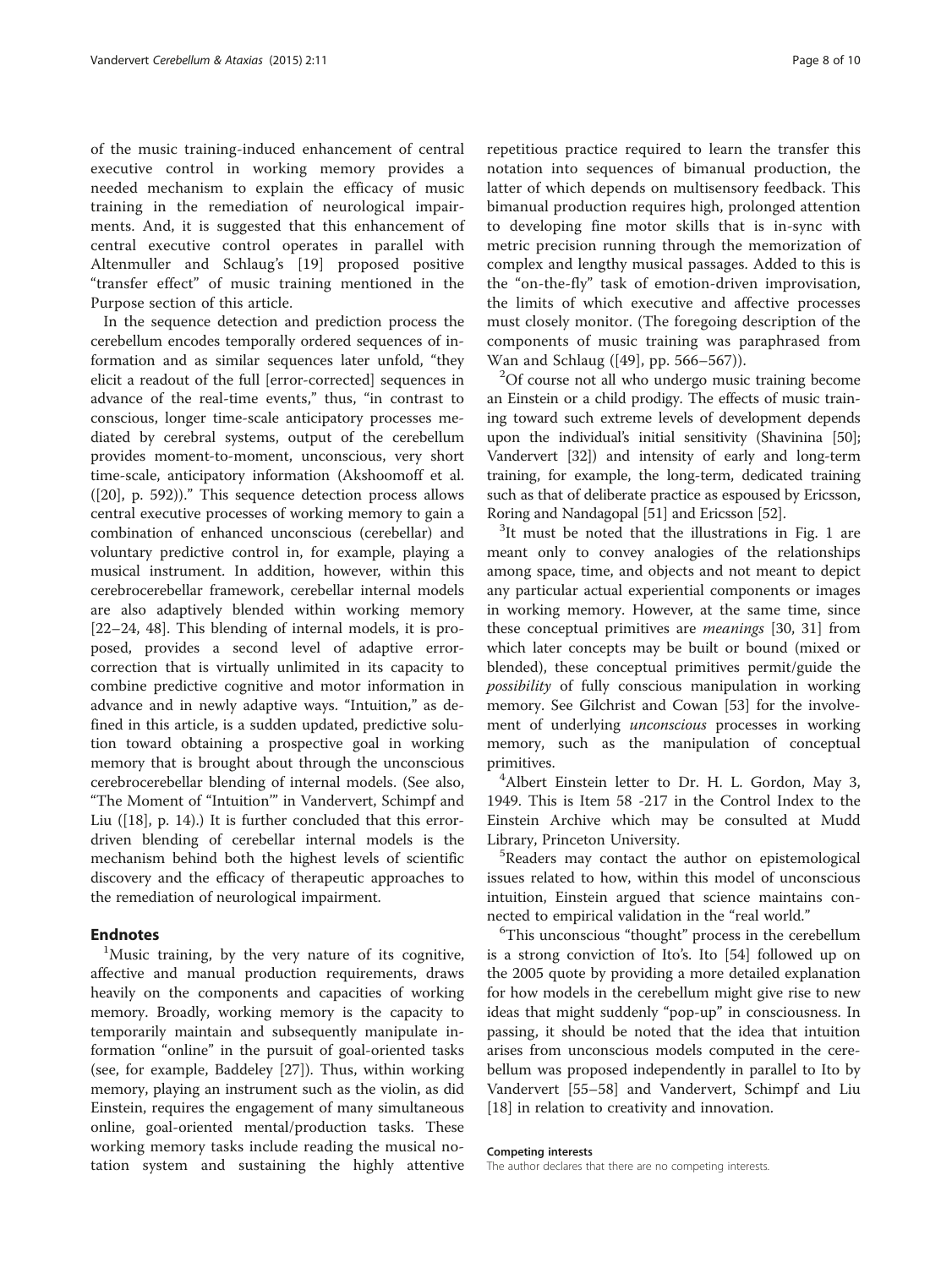of the music training-induced enhancement of central executive control in working memory provides a needed mechanism to explain the efficacy of music training in the remediation of neurological impairments. And, it is suggested that this enhancement of central executive control operates in parallel with Altenmuller and Schlaug's [19] proposed positive "transfer effect" of music training mentioned in the Purpose section of this article.

In the sequence detection and prediction process the cerebellum encodes temporally ordered sequences of information and as similar sequences later unfold, "they elicit a readout of the full [error-corrected] sequences in advance of the real-time events," thus, "in contrast to conscious, longer time-scale anticipatory processes mediated by cerebral systems, output of the cerebellum provides moment-to-moment, unconscious, very short time-scale, anticipatory information (Akshoomoff et al. ([20], p. 592))." This sequence detection process allows central executive processes of working memory to gain a combination of enhanced unconscious (cerebellar) and voluntary predictive control in, for example, playing a musical instrument. In addition, however, within this cerebrocerebellar framework, cerebellar internal models are also adaptively blended within working memory [22–24, 48]. This blending of internal models, it is proposed, provides a second level of adaptive error-correction that is virtually unlimited in its capacity to combine predictive cognitive and motor information in advance and in newly adaptive ways. "Intuition," as defined in this article, is a sudden updated, predictive solution toward obtaining a prospective goal in working memory that is brought about through the unconscious cerebrocerebellar blending of internal models. (See also, "The Moment of "Intuition"" in Vandervert, Schimpf and Liu ([18], p. 14).) It is further concluded that this error-driven blending of cerebellar internal models is the mechanism behind both the highest levels of scientific discovery and the efficacy of therapeutic approaches to the remediation of neurological impairment.

## Endnotes

[1]Music training, by the very nature of its cognitive, affective and manual production requirements, draws heavily on the components and capacities of working memory. Broadly, working memory is the capacity to temporarily maintain and subsequently manipulate information "online" in the pursuit of goal-oriented tasks (see, for example, Baddeley [27]). Thus, within working memory, playing an instrument such as the violin, as did Einstein, requires the engagement of many simultaneous online, goal-oriented mental/production tasks. These working memory tasks include reading the musical notation system and sustaining the highly attentive repetitious practice required to learn the transfer this notation into sequences of bimanual production, the latter of which depends on multisensory feedback. This bimanual production requires high, prolonged attention to developing fine motor skills that is in-sync with metric precision running through the memorization of complex and lengthy musical passages. Added to this is the "on-the-fly" task of emotion-driven improvisation, the limits of which executive and affective processes must closely monitor. (The foregoing description of the components of music training was paraphrased from Wan and Schlaug ([49], pp. 566–567)).

[2]Of course not all who undergo music training become an Einstein or a child prodigy. The effects of music training toward such extreme levels of development depends upon the individual's initial sensitivity (Shavinina [50]; Vandervert [32]) and intensity of early and long-term training, for example, the long-term, dedicated training such as that of deliberate practice as espoused by Ericsson, Roring and Nandagopal [51] and Ericsson [52].

[3]It must be noted that the illustrations in Fig. 1 are meant only to convey analogies of the relationships among space, time, and objects and not meant to depict any particular actual experiential components or images in working memory. However, at the same time, since these conceptual primitives are *meanings* [30, 31] from which later concepts may be built or bound (mixed or blended), these conceptual primitives permit/guide the *possibility* of fully conscious manipulation in working memory. See Gilchrist and Cowan [53] for the involvement of underlying *unconscious* processes in working memory, such as the manipulation of conceptual primitives.

[4]Albert Einstein letter to Dr. H. L. Gordon, May 3, 1949. This is Item 58 -217 in the Control Index to the Einstein Archive which may be consulted at Mudd Library, Princeton University.

[5]Readers may contact the author on epistemological issues related to how, within this model of unconscious intuition, Einstein argued that science maintains connected to empirical validation in the "real world."

[6]This unconscious "thought" process in the cerebellum is a strong conviction of Ito's. Ito [54] followed up on the 2005 quote by providing a more detailed explanation for how models in the cerebellum might give rise to new ideas that might suddenly "pop-up" in consciousness. In passing, it should be noted that the idea that intuition arises from unconscious models computed in the cerebellum was proposed independently in parallel to Ito by Vandervert [55–58] and Vandervert, Schimpf and Liu [18] in relation to creativity and innovation.

#### Competing interests

The author declares that there are no competing interests.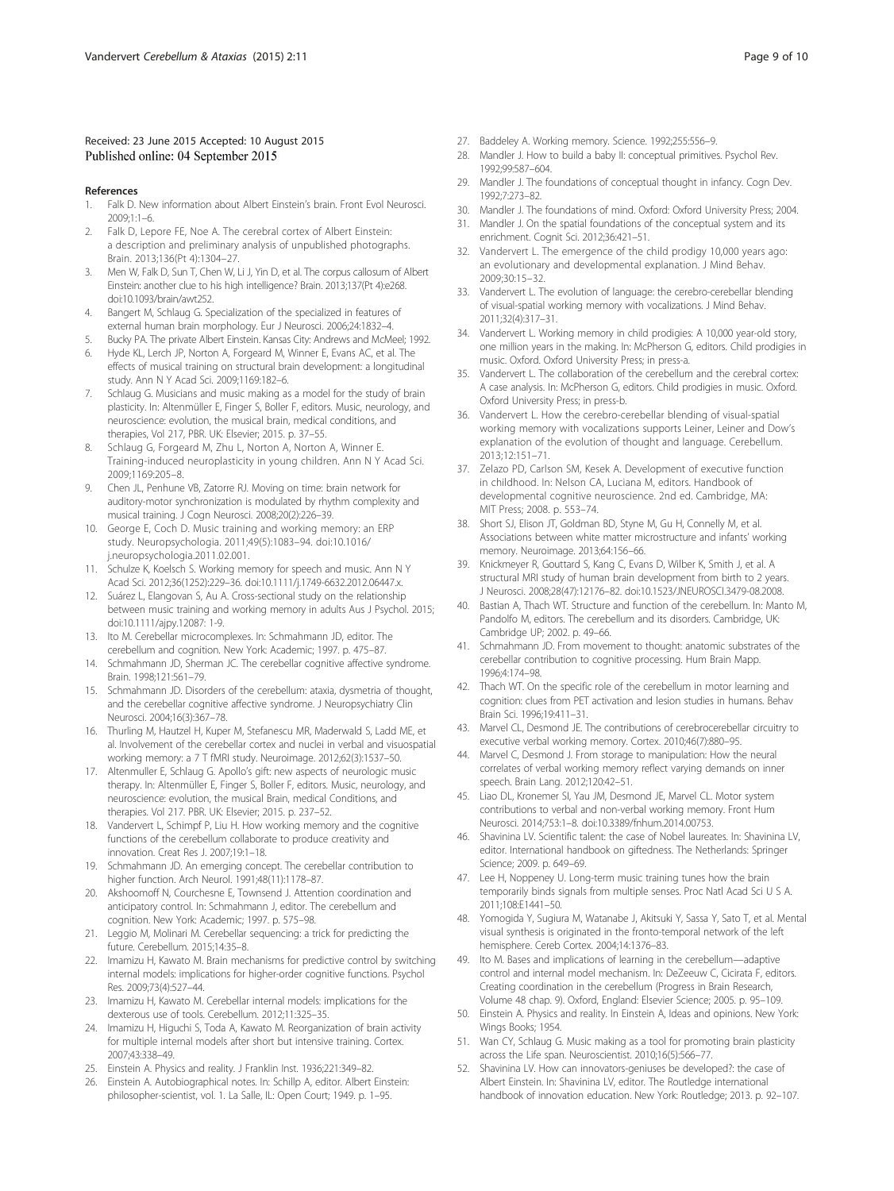Received: 23 June 2015 Accepted: 10 August 2015
Published online: 04 September 2015

## References

1. Falk D. New information about Albert Einstein's brain. Front Evol Neurosci. 2009;1:1–6.
2. Falk D, Lepore FE, Noe A. The cerebral cortex of Albert Einstein: a description and preliminary analysis of unpublished photographs. Brain. 2013;136(Pt 4):1304–27.
3. Men W, Falk D, Sun T, Chen W, Li J, Yin D, et al. The corpus callosum of Albert Einstein: another clue to his high intelligence? Brain. 2013;137(Pt 4):e268. doi:10.1093/brain/awt252.
4. Bangert M, Schlaug G. Specialization of the specialized in features of external human brain morphology. Eur J Neurosci. 2006;24:1832–4.
5. Bucky PA. The private Albert Einstein. Kansas City: Andrews and McMeel; 1992.
6. Hyde KL, Lerch JP, Norton A, Forgeard M, Winner E, Evans AC, et al. The effects of musical training on structural brain development: a longitudinal study. Ann N Y Acad Sci. 2009;1169:182–6.
7. Schlaug G. Musicians and music making as a model for the study of brain plasticity. In: Altenmüller E, Finger S, Boller F, editors. Music, neurology, and neuroscience: evolution, the musical brain, medical conditions, and therapies, Vol 217, PBR. UK: Elsevier; 2015. p. 37–55.
8. Schlaug G, Forgeard M, Zhu L, Norton A, Norton A, Winner E. Training-induced neuroplasticity in young children. Ann N Y Acad Sci. 2009;1169:205–8.
9. Chen JL, Penhune VB, Zatorre RJ. Moving on time: brain network for auditory-motor synchronization is modulated by rhythm complexity and musical training. J Cogn Neurosci. 2008;20(2):226–39.
10. George E, Coch D. Music training and working memory: an ERP study. Neuropsychologia. 2011;49(5):1083–94. doi:10.1016/j.neuropsychologia.2011.02.001.
11. Schulze K, Koelsch S. Working memory for speech and music. Ann N Y Acad Sci. 2012;36(1252):229–36. doi:10.1111/j.1749-6632.2012.06447.x.
12. Suárez L, Elangovan S, Au A. Cross-sectional study on the relationship between music training and working memory in adults Aus J Psychol. 2015; doi:10.1111/ajpy.12087: 1-9.
13. Ito M. Cerebellar microcomplexes. In: Schmahmann JD, editor. The cerebellum and cognition. New York: Academic; 1997. p. 475–87.
14. Schmahmann JD, Sherman JC. The cerebellar cognitive affective syndrome. Brain. 1998;121:561–79.
15. Schmahmann JD. Disorders of the cerebellum: ataxia, dysmetria of thought, and the cerebellar cognitive affective syndrome. J Neuropsychiatry Clin Neurosci. 2004;16(3):367–78.
16. Thurling M, Hautzel H, Kuper M, Stefanescu MR, Maderwald S, Ladd ME, et al. Involvement of the cerebellar cortex and nuclei in verbal and visuospatial working memory: a 7 T fMRI study. Neuroimage. 2012;62(3):1537–50.
17. Altenmuller E, Schlaug G. Apollo's gift: new aspects of neurologic music therapy. In: Altenmüller E, Finger S, Boller F, editors. Music, neurology, and neuroscience: evolution, the musical Brain, medical Conditions, and therapies. Vol 217. PBR. UK: Elsevier; 2015. p. 237–52.
18. Vandervert L, Schimpf P, Liu H. How working memory and the cognitive functions of the cerebellum collaborate to produce creativity and innovation. Creat Res J. 2007;19:1–18.
19. Schmahmann JD. An emerging concept. The cerebellar contribution to higher function. Arch Neurol. 1991;48(11):1178–87.
20. Akshoomoff N, Courchesne E, Townsend J. Attention coordination and anticipatory control. In: Schmahmann J, editor. The cerebellum and cognition. New York: Academic; 1997. p. 575–98.
21. Leggio M, Molinari M. Cerebellar sequencing: a trick for predicting the future. Cerebellum. 2015;14:35–8.
22. Imamizu H, Kawato M. Brain mechanisms for predictive control by switching internal models: implications for higher-order cognitive functions. Psychol Res. 2009;73(4):527–44.
23. Imamizu H, Kawato M. Cerebellar internal models: implications for the dexterous use of tools. Cerebellum. 2012;11:325–35.
24. Imamizu H, Higuchi S, Toda A, Kawato M. Reorganization of brain activity for multiple internal models after short but intensive training. Cortex. 2007;43:338–49.
25. Einstein A. Physics and reality. J Franklin Inst. 1936;221:349–82.
26. Einstein A. Autobiographical notes. In: Schillp A, editor. Albert Einstein: philosopher-scientist, vol. 1. La Salle, IL: Open Court; 1949. p. 1–95.
27. Baddeley A. Working memory. Science. 1992;255:556–9.
28. Mandler J. How to build a baby II: conceptual primitives. Psychol Rev. 1992;99:587–604.
29. Mandler J. The foundations of conceptual thought in infancy. Cogn Dev. 1992;7:273–82.
30. Mandler J. The foundations of mind. Oxford: Oxford University Press; 2004.
31. Mandler J. On the spatial foundations of the conceptual system and its enrichment. Cognit Sci. 2012;36:421–51.
32. Vandervert L. The emergence of the child prodigy 10,000 years ago: an evolutionary and developmental explanation. J Mind Behav. 2009;30:15–32.
33. Vandervert L. The evolution of language: the cerebro-cerebellar blending of visual-spatial working memory with vocalizations. J Mind Behav. 2011;32(4):317–31.
34. Vandervert L. Working memory in child prodigies: A 10,000 year-old story, one million years in the making. In: McPherson G, editors. Child prodigies in music. Oxford. Oxford University Press; in press-a.
35. Vandervert L. The collaboration of the cerebellum and the cerebral cortex: A case analysis. In: McPherson G, editors. Child prodigies in music. Oxford. Oxford University Press; in press-b.
36. Vandervert L. How the cerebro-cerebellar blending of visual-spatial working memory with vocalizations supports Leiner, Leiner and Dow's explanation of the evolution of thought and language. Cerebellum. 2013;12:151–71.
37. Zelazo PD, Carlson SM, Kesek A. Development of executive function in childhood. In: Nelson CA, Luciana M, editors. Handbook of developmental cognitive neuroscience. 2nd ed. Cambridge, MA: MIT Press; 2008. p. 553–74.
38. Short SJ, Elison JT, Goldman BD, Styne M, Gu H, Connelly M, et al. Associations between white matter microstructure and infants' working memory. Neuroimage. 2013;64:156–66.
39. Knickmeyer R, Gouttard S, Kang C, Evans D, Wilber K, Smith J, et al. A structural MRI study of human brain development from birth to 2 years. J Neurosci. 2008;28(47):12176–82. doi:10.1523/JNEUROSCI.3479-08.2008.
40. Bastian A, Thach WT. Structure and function of the cerebellum. In: Manto M, Pandolfo M, editors. The cerebellum and its disorders. Cambridge, UK: Cambridge UP; 2002. p. 49–66.
41. Schmahmann JD. From movement to thought: anatomic substrates of the cerebellar contribution to cognitive processing. Hum Brain Mapp. 1996;4:174–98.
42. Thach WT. On the specific role of the cerebellum in motor learning and cognition: clues from PET activation and lesion studies in humans. Behav Brain Sci. 1996;19:411–31.
43. Marvel CL, Desmond JE. The contributions of cerebrocerebellar circuitry to executive verbal working memory. Cortex. 2010;46(7):880–95.
44. Marvel C, Desmond J. From storage to manipulation: How the neural correlates of verbal working memory reflect varying demands on inner speech. Brain Lang. 2012;120:42–51.
45. Liao DL, Kronemer SI, Yau JM, Desmond JE, Marvel CL. Motor system contributions to verbal and non-verbal working memory. Front Hum Neurosci. 2014;753:1–8. doi:10.3389/fnhum.2014.00753.
46. Shavinina LV. Scientific talent: the case of Nobel laureates. In: Shavinina LV, editor. International handbook on giftedness. The Netherlands: Springer Science; 2009. p. 649–69.
47. Lee H, Noppeney U. Long-term music training tunes how the brain temporarily binds signals from multiple senses. Proc Natl Acad Sci U S A. 2011;108:E1441–50.
48. Yomogida Y, Sugiura M, Watanabe J, Akitsuki Y, Sassa Y, Sato T, et al. Mental visual synthesis is originated in the fronto-temporal network of the left hemisphere. Cereb Cortex. 2004;14:1376–83.
49. Ito M. Bases and implications of learning in the cerebellum—adaptive control and internal model mechanism. In: DeZeeuw C, Cicirata F, editors. Creating coordination in the cerebellum (Progress in Brain Research, Volume 48 chap. 9). Oxford, England: Elsevier Science; 2005. p. 95–109.
50. Einstein A. Physics and reality. In Einstein A, Ideas and opinions. New York: Wings Books; 1954.
51. Wan CY, Schlaug G. Music making as a tool for promoting brain plasticity across the Life span. Neuroscientist. 2010;16(5):566–77.
52. Shavinina LV. How can innovators-geniuses be developed?: the case of Albert Einstein. In: Shavinina LV, editor. The Routledge international handbook of innovation education. New York: Routledge; 2013. p. 92–107.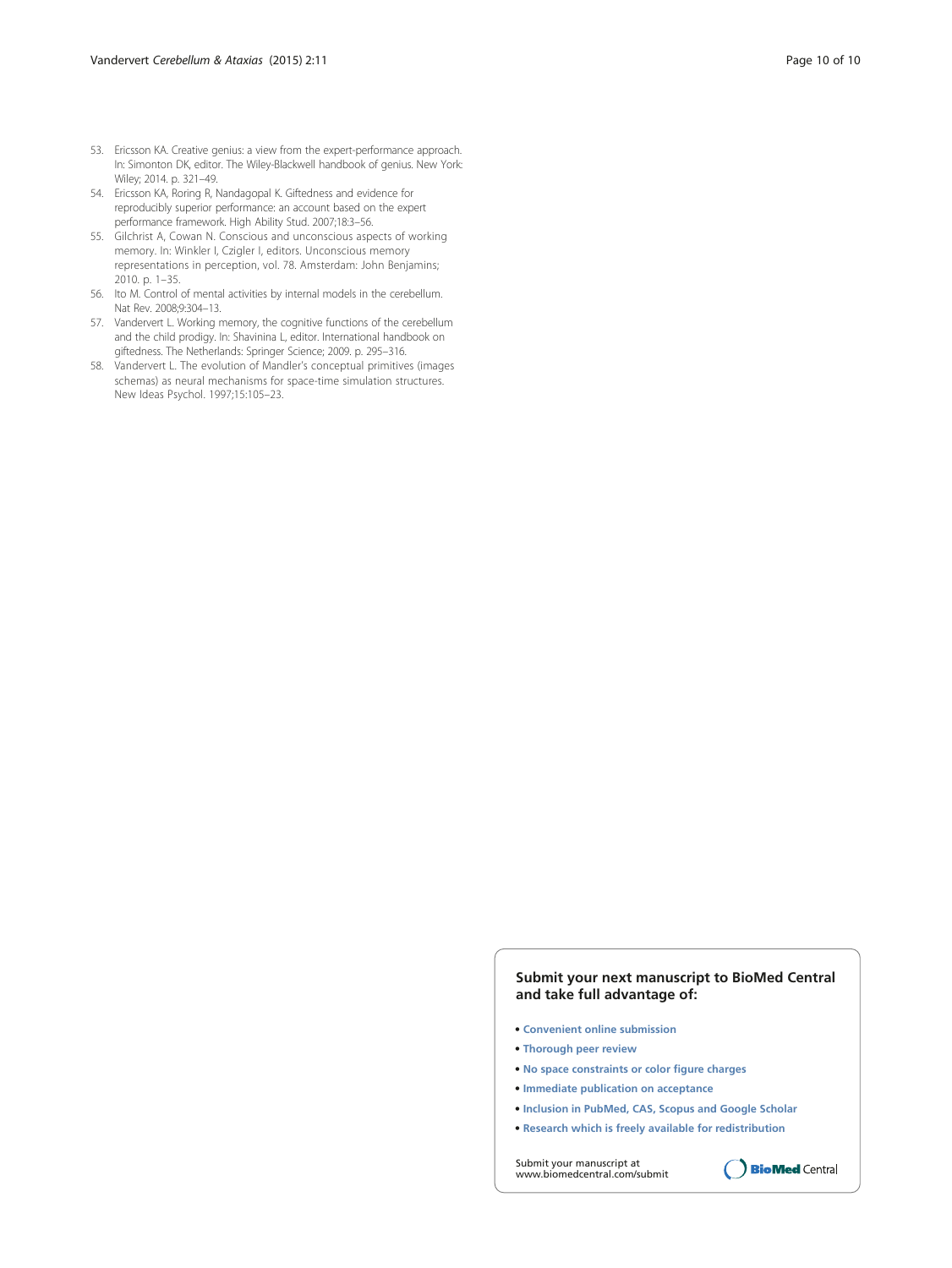53. Ericsson KA. Creative genius: a view from the expert-performance approach. In: Simonton DK, editor. The Wiley-Blackwell handbook of genius. New York: Wiley; 2014. p. 321–49.
54. Ericsson KA, Roring R, Nandagopal K. Giftedness and evidence for reproducibly superior performance: an account based on the expert performance framework. High Ability Stud. 2007;18:3–56.
55. Gilchrist A, Cowan N. Conscious and unconscious aspects of working memory. In: Winkler I, Czigler I, editors. Unconscious memory representations in perception, vol. 78. Amsterdam: John Benjamins; 2010. p. 1–35.
56. Ito M. Control of mental activities by internal models in the cerebellum. Nat Rev. 2008;9:304–13.
57. Vandervert L. Working memory, the cognitive functions of the cerebellum and the child prodigy. In: Shavinina L, editor. International handbook on giftedness. The Netherlands: Springer Science; 2009. p. 295–316.
58. Vandervert L. The evolution of Mandler's conceptual primitives (images schemas) as neural mechanisms for space-time simulation structures. New Ideas Psychol. 1997;15:105–23.

**Submit your next manuscript to BioMed Central and take full advantage of:**

- **Convenient online submission**
- **Thorough peer review**
- **No space constraints or color figure charges**
- **Immediate publication on acceptance**
- **Inclusion in PubMed, CAS, Scopus and Google Scholar**
- **Research which is freely available for redistribution**

Submit your manuscript at
www.biomedcentral.com/submit

BioMed Central